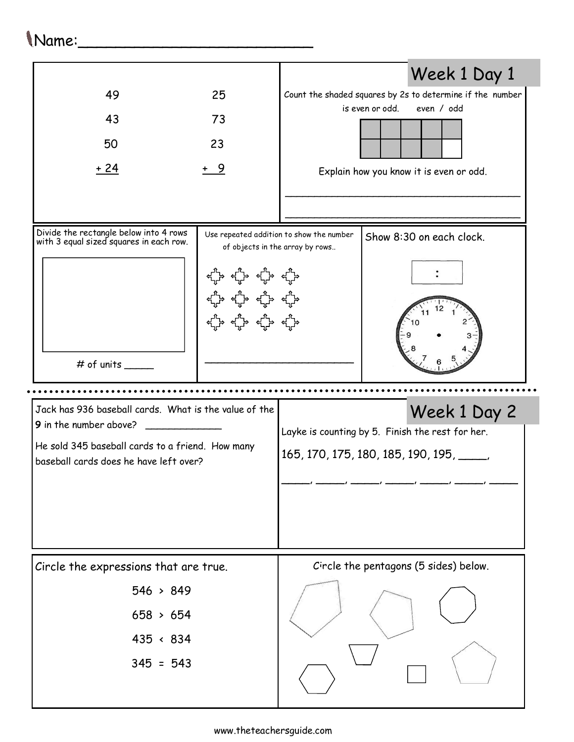Name:_________________________

## Week 1 Day 1

```
 49      25
 43      73
 50      23
+24     + 9
```

Count the shaded squares by 2s to determine if the number is even or odd. even / odd

Explain how you know it is even or odd.

_______________________________________

_______________________________________

Divide the rectangle below into 4 rows with 3 equal sized squares in each row.

# of units _____

Use repeated addition to show the number of objects in the array by rows..

_________________________

Show 8:30 on each clock.

:

## Week 1 Day 2

Jack has 936 baseball cards. What is the value of the **9** in the number above? ____________

He sold 345 baseball cards to a friend. How many baseball cards does he have left over?

Layke is counting by 5. Finish the rest for her.

165, 170, 175, 180, 185, 190, 195, ____,

_____, _____, _____, _____, _____, _____, _____

Circle the expressions that are true.

546 > 849

658 > 654

435 < 834

345 = 543

Circle the pentagons (5 sides) below.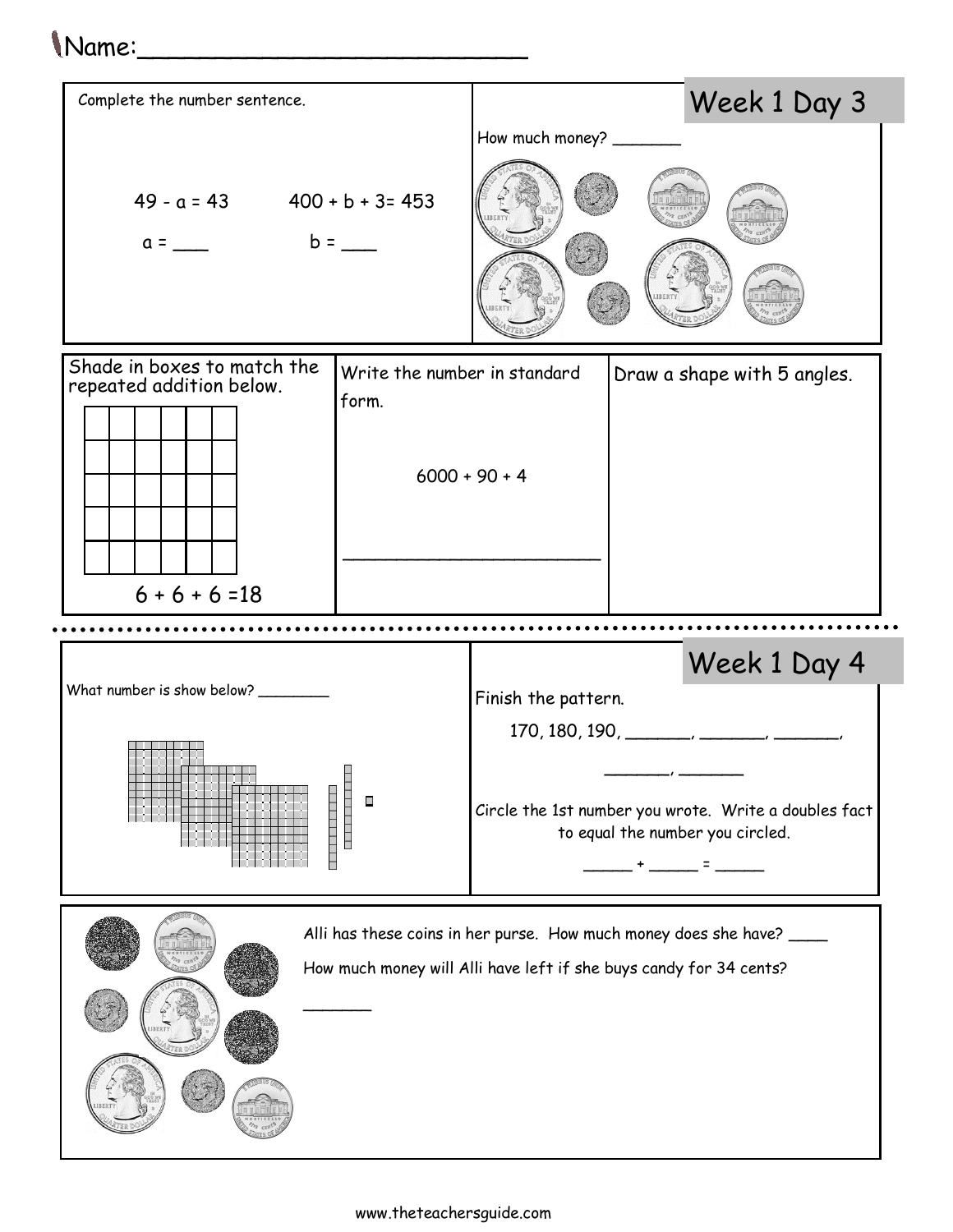Name:___________________________

## Week 1 Day 3

Complete the number sentence.

$49 - a = 43$          $400 + b + 3 = 453$

a = ___          b = ___

How much money? _______

Shade in boxes to match the repeated addition below.

$6 + 6 + 6 = 18$

Write the number in standard form.

$6000 + 90 + 4$

_________________________

Draw a shape with 5 angles.

## Week 1 Day 4

What number is show below? ________

Finish the pattern.

170, 180, 190, _______, _______, _______,

_______, _______

Circle the 1st number you wrote. Write a doubles fact to equal the number you circled.

_____ + _____ = _____

Alli has these coins in her purse. How much money does she have? ____

How much money will Alli have left if she buys candy for 34 cents?

_______

www.theteachersguide.com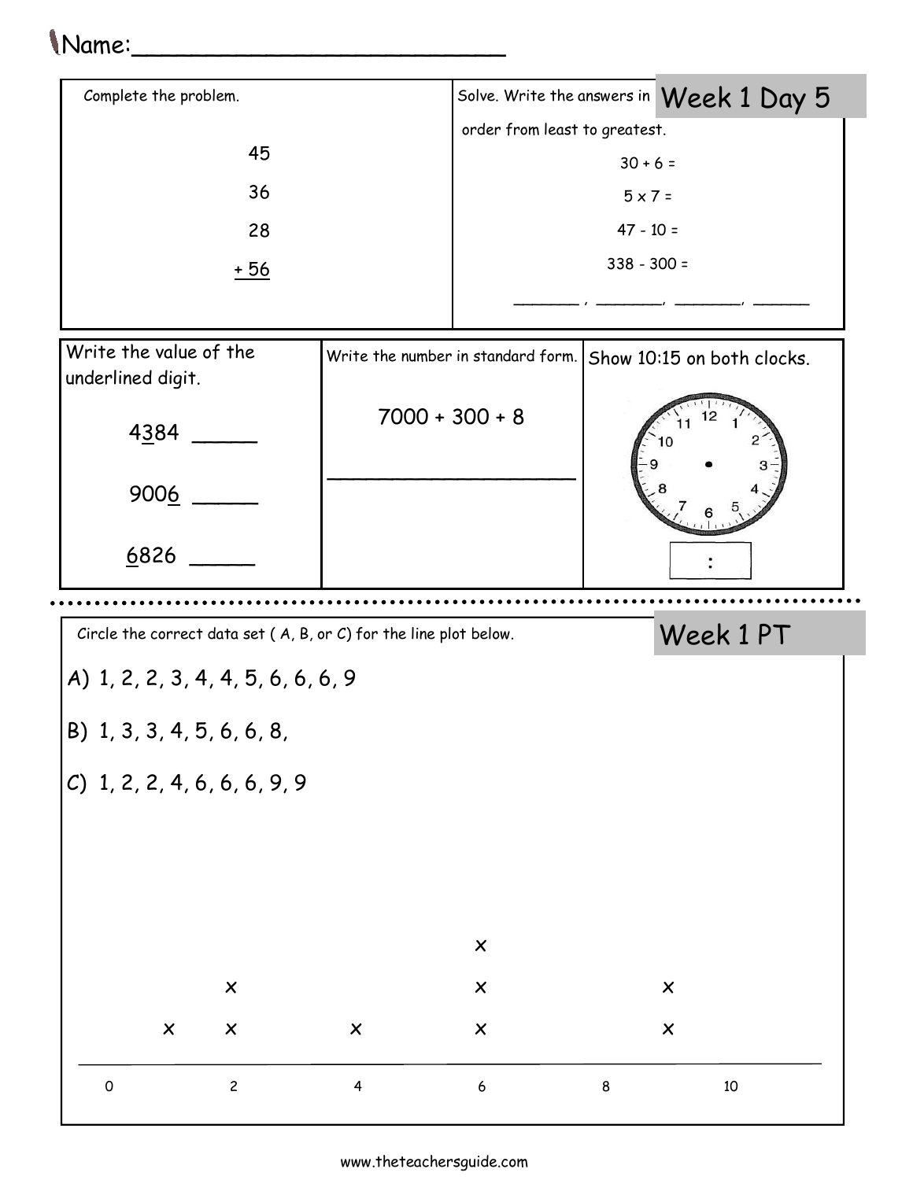Name:___________________________

# Week 1 Day 5

Complete the problem.

```
  45
  36
  28
+ 56
```

Solve. Write the answers in order from least to greatest.

30 + 6 =

5 x 7 =

47 - 10 =

338 - 300 =

_______ , _______, _______, ______

Write the value of the underlined digit.

4<u>3</u>84 _____

900<u>6</u> _____

<u>6</u>826 _____

Write the number in standard form.

7000 + 300 + 8

____________________

Show 10:15 on both clocks.

12 1 2 3 4 5 6 7 8 9 10 11

:

# Week 1 PT

Circle the correct data set ( A, B, or C) for the line plot below.

A) 1, 2, 2, 3, 4, 4, 5, 6, 6, 6, 9

B) 1, 3, 3, 4, 5, 6, 6, 8,

C) 1, 2, 2, 4, 6, 6, 6, 9, 9

0 2 4 6 8 10

www.theteachersguide.com